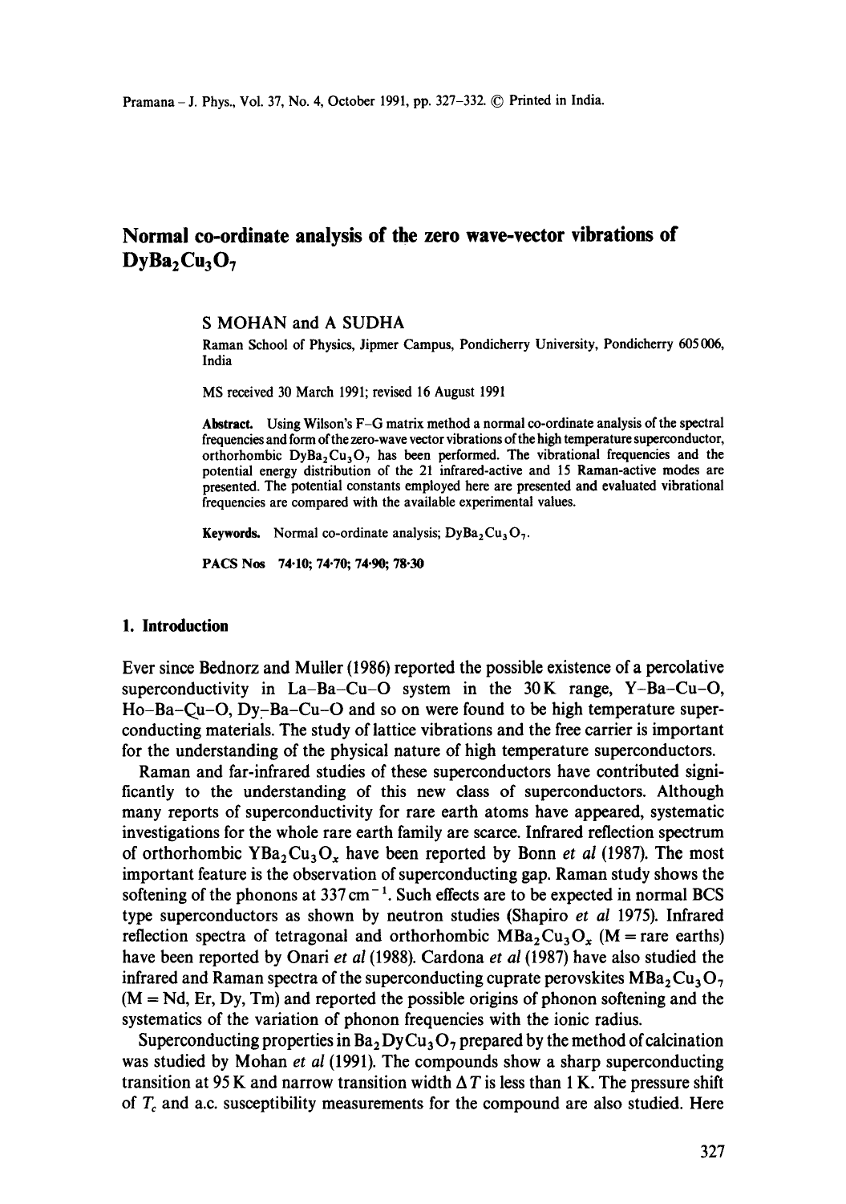# Normal co-ordinate analysis of the zero wave-vector vibrations of $DyBa_2Cu_3O_7$

S MOHAN and A SUDHA

Raman School of Physics, Jipmer Campus, Pondicherry University, Pondicherry 605006, India

MS received 30 March 1991; revised 16 August 1991

**Abstract.** Using Wilson's F–G matrix method a normal co-ordinate analysis of the spectral frequencies and form of the zero-wave vector vibrations of the high temperature superconductor, orthorhombic $DyBa_2Cu_3O_7$ has been performed. The vibrational frequencies and the potential energy distribution of the 21 infrared-active and 15 Raman-active modes are presented. The potential constants employed here are presented and evaluated vibrational frequencies are compared with the available experimental values.

**Keywords.** Normal co-ordinate analysis; $DyBa_2Cu_3O_7$.

**PACS Nos** 74·10; 74·70; 74·90; 78·30

## 1. Introduction

Ever since Bednorz and Muller (1986) reported the possible existence of a percolative superconductivity in La–Ba–Cu–O system in the 30 K range, Y–Ba–Cu–O, Ho–Ba–Cu–O, Dy–Ba–Cu–O and so on were found to be high temperature superconducting materials. The study of lattice vibrations and the free carrier is important for the understanding of the physical nature of high temperature superconductors.

Raman and far-infrared studies of these superconductors have contributed significantly to the understanding of this new class of superconductors. Although many reports of superconductivity for rare earth atoms have appeared, systematic investigations for the whole rare earth family are scarce. Infrared reflection spectrum of orthorhombic $YBa_2Cu_3O_x$ have been reported by Bonn *et al* (1987). The most important feature is the observation of superconducting gap. Raman study shows the softening of the phonons at $337\,cm^{-1}$. Such effects are to be expected in normal BCS type superconductors as shown by neutron studies (Shapiro *et al* 1975). Infrared reflection spectra of tetragonal and orthorhombic $MBa_2Cu_3O_x$ (M = rare earths) have been reported by Onari *et al* (1988). Cardona *et al* (1987) have also studied the infrared and Raman spectra of the superconducting cuprate perovskites $MBa_2Cu_3O_7$ (M = Nd, Er, Dy, Tm) and reported the possible origins of phonon softening and the systematics of the variation of phonon frequencies with the ionic radius.

Superconducting properties in $Ba_2DyCu_3O_7$ prepared by the method of calcination was studied by Mohan *et al* (1991). The compounds show a sharp superconducting transition at 95 K and narrow transition width $\Delta T$ is less than 1 K. The pressure shift of $T_c$ and a.c. susceptibility measurements for the compound are also studied. Here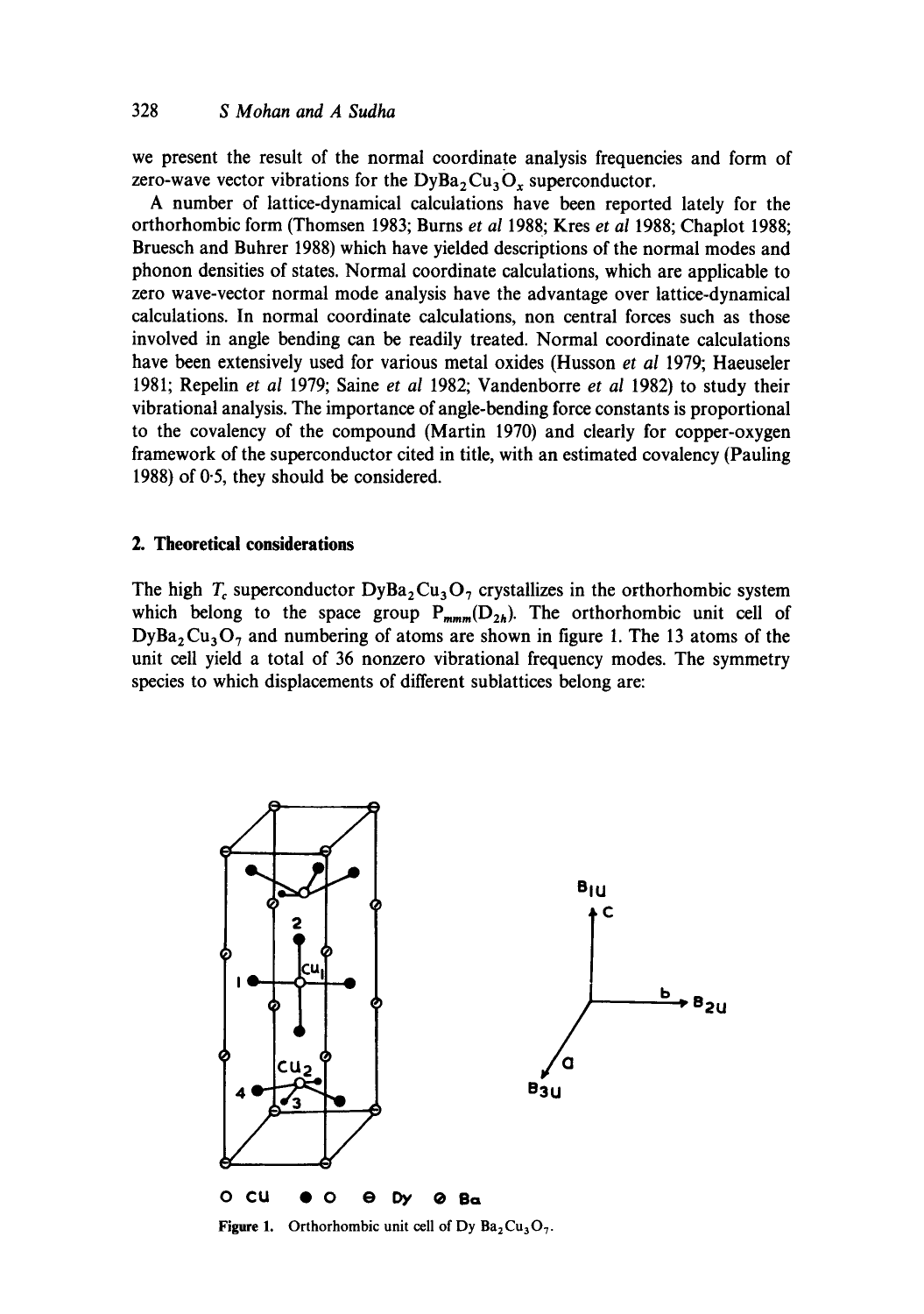we present the result of the normal coordinate analysis frequencies and form of zero-wave vector vibrations for the $DyBa_2Cu_3O_x$ superconductor.

A number of lattice-dynamical calculations have been reported lately for the orthorhombic form (Thomsen 1983; Burns *et al* 1988; Kres *et al* 1988; Chaplot 1988; Bruesch and Buhrer 1988) which have yielded descriptions of the normal modes and phonon densities of states. Normal coordinate calculations, which are applicable to zero wave-vector normal mode analysis have the advantage over lattice-dynamical calculations. In normal coordinate calculations, non central forces such as those involved in angle bending can be readily treated. Normal coordinate calculations have been extensively used for various metal oxides (Husson *et al* 1979; Haeuseler 1981; Repelin *et al* 1979; Saine *et al* 1982; Vandenborre *et al* 1982) to study their vibrational analysis. The importance of angle-bending force constants is proportional to the covalency of the compound (Martin 1970) and clearly for copper-oxygen framework of the superconductor cited in title, with an estimated covalency (Pauling 1988) of 0·5, they should be considered.

## 2. Theoretical considerations

The high $T_c$ superconductor $DyBa_2Cu_3O_7$ crystallizes in the orthorhombic system which belong to the space group $P_{mmm}(D_{2h})$. The orthorhombic unit cell of $DyBa_2Cu_3O_7$ and numbering of atoms are shown in figure 1. The 13 atoms of the unit cell yield a total of 36 nonzero vibrational frequency modes. The symmetry species to which displacements of different sublattices belong are:

Figure 1. Orthorhombic unit cell of $DyBa_2Cu_3O_7$.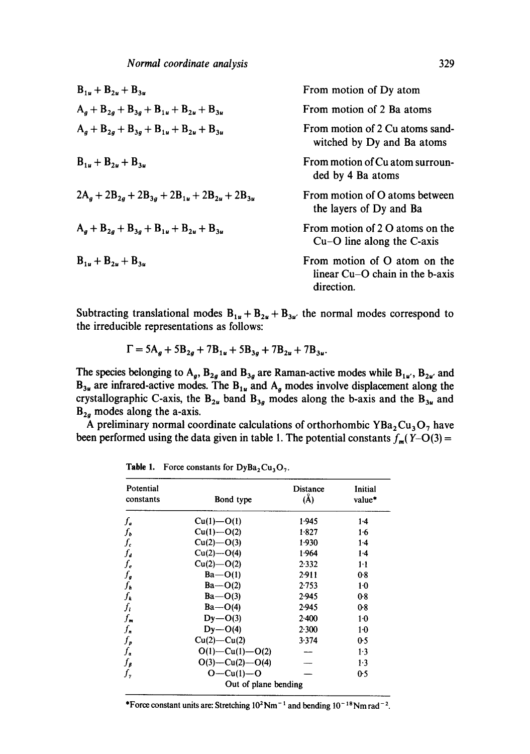| | |
|---|---|
| $B_{1u} + B_{2u} + B_{3u}$ | From motion of Dy atom |
| $A_g + B_{2g} + B_{3g} + B_{1u} + B_{2u} + B_{3u}$ | From motion of 2 Ba atoms |
| $A_g + B_{2g} + B_{3g} + B_{1u} + B_{2u} + B_{3u}$ | From motion of 2 Cu atoms sandwitched by Dy and Ba atoms |
| $B_{1u} + B_{2u} + B_{3u}$ | From motion of Cu atom surrounded by 4 Ba atoms |
| $2A_g + 2B_{2g} + 2B_{3g} + 2B_{1u} + 2B_{2u} + 2B_{3u}$ | From motion of O atoms between the layers of Dy and Ba |
| $A_g + B_{2g} + B_{3g} + B_{1u} + B_{2u} + B_{3u}$ | From motion of 2 O atoms on the Cu–O line along the C-axis |
| $B_{1u} + B_{2u} + B_{3u}$ | From motion of O atom on the linear Cu–O chain in the b-axis direction. |

Subtracting translational modes $B_{1u} + B_{2u} + B_{3u}$, the normal modes correspond to the irreducible representations as follows:

$$\Gamma = 5A_g + 5B_{2g} + 7B_{1u} + 5B_{3g} + 7B_{2u} + 7B_{3u}.$$

The species belonging to $A_g$, $B_{2g}$ and $B_{3g}$ are Raman-active modes while $B_{1u}$, $B_{2u}$, and $B_{3u}$ are infrared-active modes. The $B_{1u}$ and $A_g$ modes involve displacement along the crystallographic C-axis, the $B_{2u}$ band $B_{3g}$ modes along the b-axis and the $B_{3u}$ and $B_{2g}$ modes along the a-axis.

A preliminary normal coordinate calculations of orthorhombic $YBa_2Cu_3O_7$ have been performed using the data given in table 1. The potential constants $f_m(Y\text{–O}(3) =$

**Table 1.** Force constants for $DyBa_2Cu_3O_7$.

| Potential constants | Bond type | Distance (Å) | Initial value* |
|---|---|---|---|
| $f_a$ | Cu(1)—O(1) | 1·945 | 1·4 |
| $f_b$ | Cu(1)—O(2) | 1·827 | 1·6 |
| $f_c$ | Cu(2)—O(3) | 1·930 | 1·4 |
| $f_d$ | Cu(2)—O(4) | 1·964 | 1·4 |
| $f_e$ | Cu(2)—O(2) | 2·332 | 1·1 |
| $f_g$ | Ba—O(1) | 2·911 | 0·8 |
| $f_h$ | Ba—O(2) | 2·753 | 1·0 |
| $f_k$ | Ba—O(3) | 2·945 | 0·8 |
| $f_l$ | Ba—O(4) | 2·945 | 0·8 |
| $f_m$ | Dy—O(3) | 2·400 | 1·0 |
| $f_n$ | Dy—O(4) | 2·300 | 1·0 |
| $f_p$ | Cu(2)—Cu(2) | 3·374 | 0·5 |
| $f_\alpha$ | O(1)—Cu(1)—O(2) | — | 1·3 |
| $f_\beta$ | O(3)—Cu(2)—O(4) | — | 1·3 |
| $f_\gamma$ | O—Cu(1)—O<br>Out of plane bending | — | 0·5 |

*Force constant units are: Stretching $10^2\,\mathrm{Nm}^{-1}$ and bending $10^{-18}\,\mathrm{Nm\,rad}^{-2}$.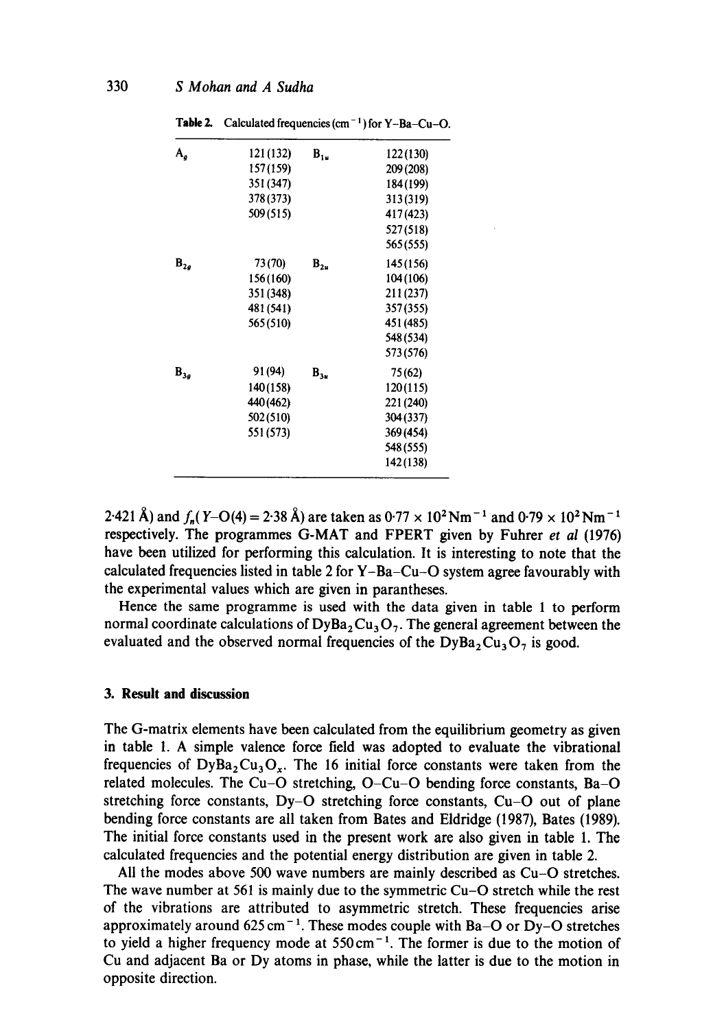**Table 2.** Calculated frequencies ($cm^{-1}$) for Y–Ba–Cu–O.

| | | | |
|---|---|---|---|
| $A_g$ | 121 (132) | $B_{1u}$ | 122 (130) |
| | 157 (159) | | 209 (208) |
| | 351 (347) | | 184 (199) |
| | 378 (373) | | 313 (319) |
| | 509 (515) | | 417 (423) |
| | | | 527 (518) |
| | | | 565 (555) |
| $B_{2g}$ | 73 (70) | $B_{2u}$ | 145 (156) |
| | 156 (160) | | 104 (106) |
| | 351 (348) | | 211 (237) |
| | 481 (541) | | 357 (355) |
| | 565 (510) | | 451 (485) |
| | | | 548 (534) |
| | | | 573 (576) |
| $B_{3g}$ | 91 (94) | $B_{3u}$ | 75 (62) |
| | 140 (158) | | 120 (115) |
| | 440 (462) | | 221 (240) |
| | 502 (510) | | 304 (337) |
| | 551 (573) | | 369 (454) |
| | | | 548 (555) |
| | | | 142 (138) |

2·421 Å) and $f_n$(Y–O(4) = 2·38 Å) are taken as $0{\cdot}77 \times 10^2 Nm^{-1}$ and $0{\cdot}79 \times 10^2 Nm^{-1}$ respectively. The programmes G-MAT and FPERT given by Fuhrer *et al* (1976) have been utilized for performing this calculation. It is interesting to note that the calculated frequencies listed in table 2 for Y–Ba–Cu–O system agree favourably with the experimental values which are given in parantheses.

Hence the same programme is used with the data given in table 1 to perform normal coordinate calculations of $DyBa_2Cu_3O_7$. The general agreement between the evaluated and the observed normal frequencies of the $DyBa_2Cu_3O_7$ is good.

## 3. Result and discussion

The G-matrix elements have been calculated from the equilibrium geometry as given in table 1. A simple valence force field was adopted to evaluate the vibrational frequencies of $DyBa_2Cu_3O_x$. The 16 initial force constants were taken from the related molecules. The Cu–O stretching, O–Cu–O bending force constants, Ba–O stretching force constants, Dy–O stretching force constants, Cu–O out of plane bending force constants are all taken from Bates and Eldridge (1987), Bates (1989). The initial force constants used in the present work are also given in table 1. The calculated frequencies and the potential energy distribution are given in table 2.

All the modes above 500 wave numbers are mainly described as Cu–O stretches. The wave number at 561 is mainly due to the symmetric Cu–O stretch while the rest of the vibrations are attributed to asymmetric stretch. These frequencies arise approximately around $625 cm^{-1}$. These modes couple with Ba–O or Dy–O stretches to yield a higher frequency mode at $550 cm^{-1}$. The former is due to the motion of Cu and adjacent Ba or Dy atoms in phase, while the latter is due to the motion in opposite direction.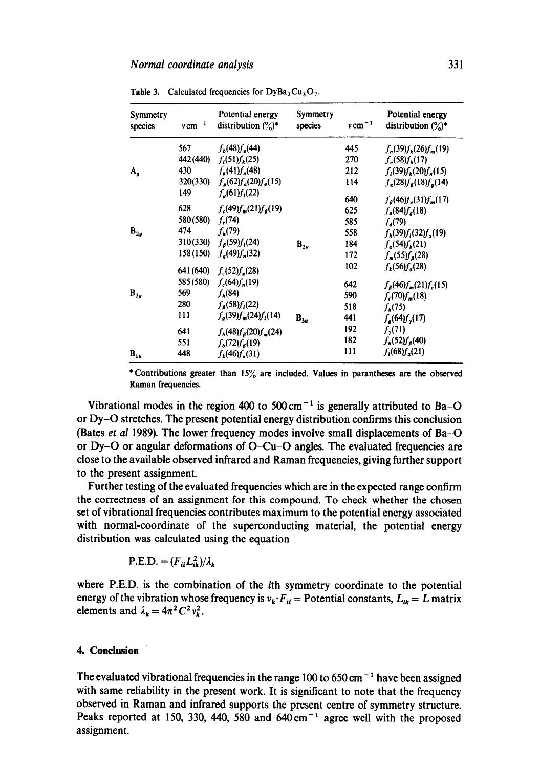**Table 3.** Calculated frequencies for $DyBa_2Cu_3O_7$.

| Symmetry species | $\nu$ cm$^{-1}$ | Potential energy distribution (%)* | Symmetry species | $\nu$ cm$^{-1}$ | Potential energy distribution (%)* |
|---|---|---|---|---|---|
| | 567 | $f_b(48) f_e(44)$ | | 445 | $f_n(39) f_k(26) f_m(19)$ |
| | 442(440) | $f_i(51) f_k(25)$ | | 270 | $f_e(58) f_b(17)$ |
| $A_g$ | 430 | $f_k(41) f_n(48)$ | | 212 | $f_i(39) f_k(20) f_n(15)$ |
| | 320(330) | $f_p(62) f_a(20) f_e(15)$ | | 114 | $f_\alpha(28) f_\beta(18) f_g(14)$ |
| | 149 | $f_g(61) f_i(22)$ | | 640 | $f_\beta(46) f_e(31) f_m(17)$ |
| | 628 | $f_c(49) f_m(21) f_\beta(19)$ | | 625 | $f_a(84) f_g(18)$ |
| | 580(580) | $f_c(74)$ | | 585 | $f_d(79)$ |
| $B_{2g}$ | 474 | $f_h(79)$ | | 558 | $f_h(39) f_i(32) f_e(19)$ |
| | 310(330) | $f_\beta(59) f_i(24)$ | $B_{2u}$ | 184 | $f_\alpha(54) f_h(21)$ |
| | 158(150) | $f_g(49) f_n(32)$ | | 172 | $f_m(55) f_\beta(28)$ |
| | 641(640) | $f_c(52) f_\alpha(28)$ | | 102 | $f_k(56) f_\alpha(28)$ |
| | 585(580) | $f_c(64) f_n(19)$ | | 642 | $f_\beta(46) f_m(21) f_c(15)$ |
| $B_{3g}$ | 569 | $f_h(84)$ | | 590 | $f_c(70) f_m(18)$ |
| | 280 | $f_\beta(58) f_i(22)$ | | 518 | $f_h(75)$ |
| | 111 | $f_g(39) f_m(24) f_i(14)$ | $B_{3u}$ | 441 | $f_g(64) f_\gamma(17)$ |
| | 641 | $f_b(48) f_\beta(20) f_m(24)$ | | 192 | $f_\gamma(71)$ |
| | 551 | $f_b(72) f_\beta(19)$ | | 182 | $f_n(52) f_\beta(40)$ |
| $B_{1u}$ | 448 | $f_k(46) f_\alpha(31)$ | | 111 | $f_i(68) f_\alpha(21)$ |

\*Contributions greater than 15% are included. Values in parantheses are the observed Raman frequencies.

Vibrational modes in the region 400 to 500 cm$^{-1}$ is generally attributed to Ba–O or Dy–O stretches. The present potential energy distribution confirms this conclusion (Bates *et al* 1989). The lower frequency modes involve small displacements of Ba–O or Dy–O or angular deformations of O–Cu–O angles. The evaluated frequencies are close to the available observed infrared and Raman frequencies, giving further support to the present assignment.

Further testing of the evaluated frequencies which are in the expected range confirm the correctness of an assignment for this compound. To check whether the chosen set of vibrational frequencies contributes maximum to the potential energy associated with normal-coordinate of the superconducting material, the potential energy distribution was calculated using the equation

$$\text{P.E.D.} = (F_{ii} L_{ik}^2)/\lambda_k$$

where P.E.D. is the combination of the $i$th symmetry coordinate to the potential energy of the vibration whose frequency is $\nu_k \cdot F_{ii}$ = Potential constants, $L_{ik}$ = $L$ matrix elements and $\lambda_k = 4\pi^2 C^2 \nu_k^2$.

## 4. Conclusion

The evaluated vibrational frequencies in the range 100 to 650 cm$^{-1}$ have been assigned with same reliability in the present work. It is significant to note that the frequency observed in Raman and infrared supports the present centre of symmetry structure. Peaks reported at 150, 330, 440, 580 and 640 cm$^{-1}$ agree well with the proposed assignment.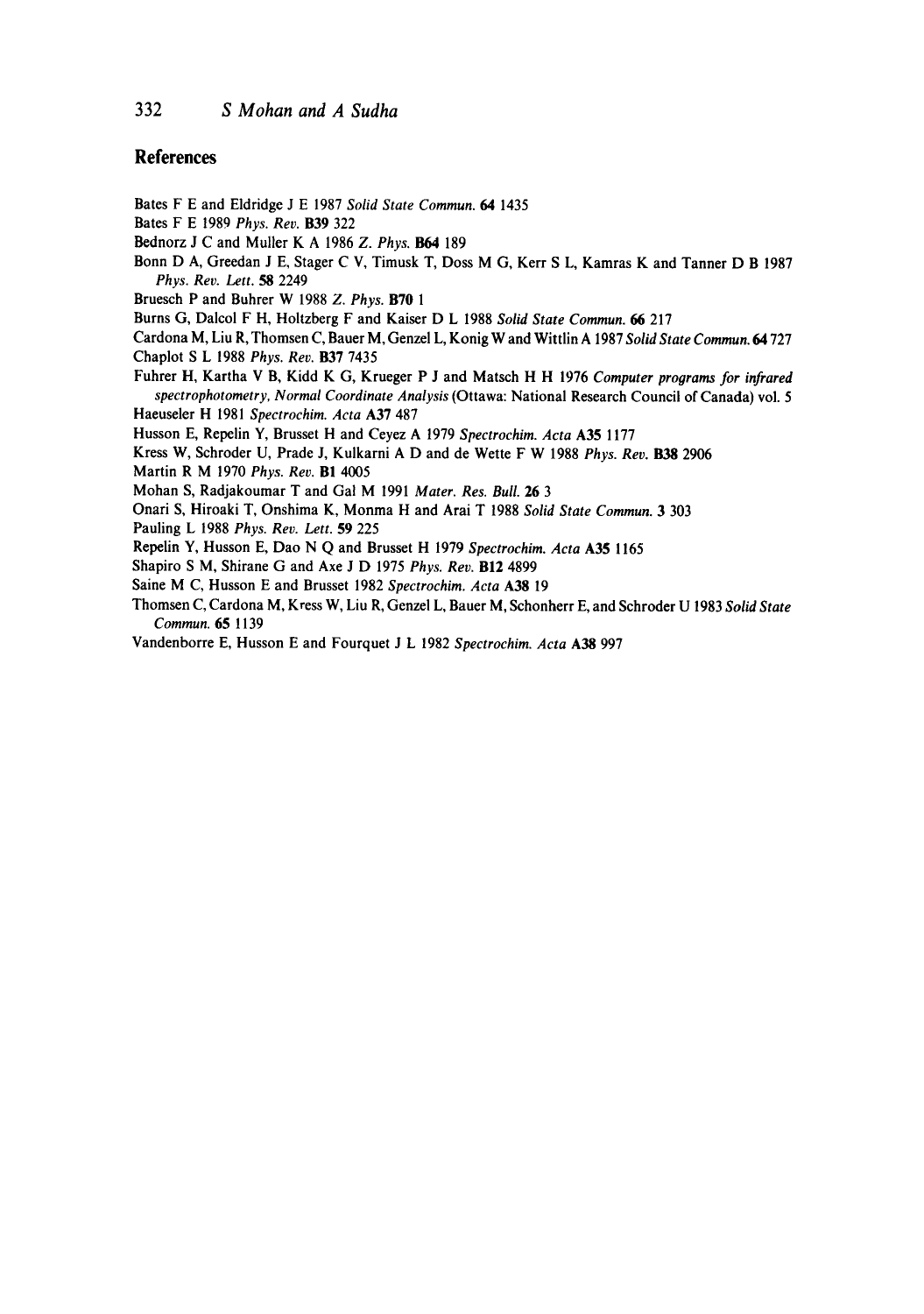## References

Bates F E and Eldridge J E 1987 *Solid State Commun.* **64** 1435

Bates F E 1989 *Phys. Rev.* **B39** 322

Bednorz J C and Muller K A 1986 *Z. Phys.* **B64** 189

Bonn D A, Greedan J E, Stager C V, Timusk T, Doss M G, Kerr S L, Kamras K and Tanner D B 1987 *Phys. Rev. Lett.* **58** 2249

Bruesch P and Buhrer W 1988 *Z. Phys.* **B70** 1

Burns G, Dalcol F H, Holtzberg F and Kaiser D L 1988 *Solid State Commun.* **66** 217

Cardona M, Liu R, Thomsen C, Bauer M, Genzel L, Konig W and Wittlin A 1987 *Solid State Commun.* **64** 727

Chaplot S L 1988 *Phys. Rev.* **B37** 7435

Fuhrer H, Kartha V B, Kidd K G, Krueger P J and Matsch H H 1976 *Computer programs for infrared spectrophotometry, Normal Coordinate Analysis* (Ottawa: National Research Council of Canada) vol. 5

Haeuseler H 1981 *Spectrochim. Acta* **A37** 487

Husson E, Repelin Y, Brusset H and Ceyez A 1979 *Spectrochim. Acta* **A35** 1177

Kress W, Schroder U, Prade J, Kulkarni A D and de Wette F W 1988 *Phys. Rev.* **B38** 2906

Martin R M 1970 *Phys. Rev.* **B1** 4005

Mohan S, Radjakoumar T and Gal M 1991 *Mater. Res. Bull.* **26** 3

Onari S, Hiroaki T, Onshima K, Monma H and Arai T 1988 *Solid State Commun.* **3** 303

Pauling L 1988 *Phys. Rev. Lett.* **59** 225

Repelin Y, Husson E, Dao N Q and Brusset H 1979 *Spectrochim. Acta* **A35** 1165

Shapiro S M, Shirane G and Axe J D 1975 *Phys. Rev.* **B12** 4899

Saine M C, Husson E and Brusset 1982 *Spectrochim. Acta* **A38** 19

Thomsen C, Cardona M, Kress W, Liu R, Genzel L, Bauer M, Schonherr E, and Schroder U 1983 *Solid State Commun.* **65** 1139

Vandenborre E, Husson E and Fourquet J L 1982 *Spectrochim. Acta* **A38** 997